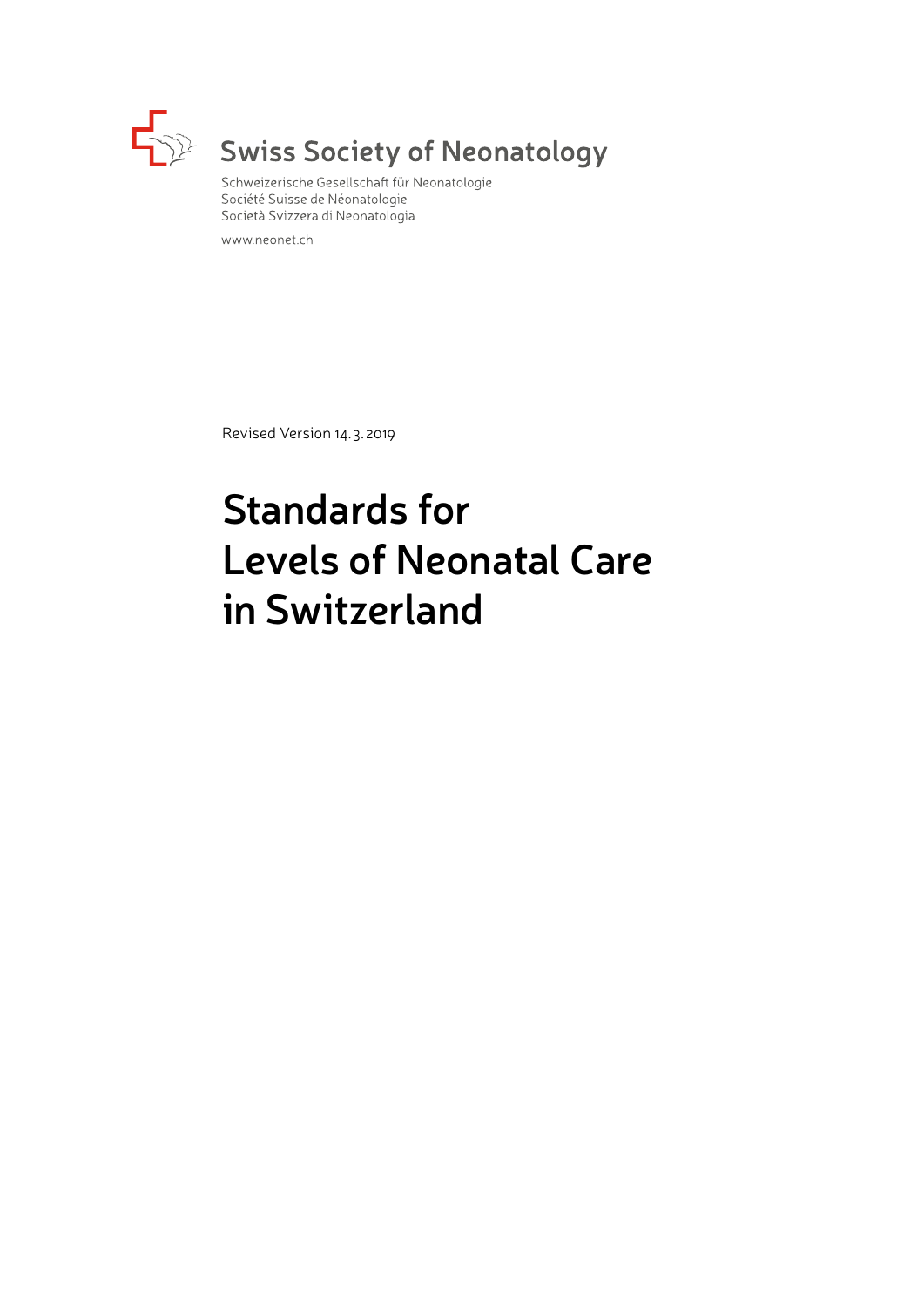Swiss Society of Neonatology

Schweizerische Gesellschaft für Neonatologie
Société Suisse de Néonatologie
Società Svizzera di Neonatologia

www.neonet.ch

Revised Version 14.3.2019

# Standards for Levels of Neonatal Care in Switzerland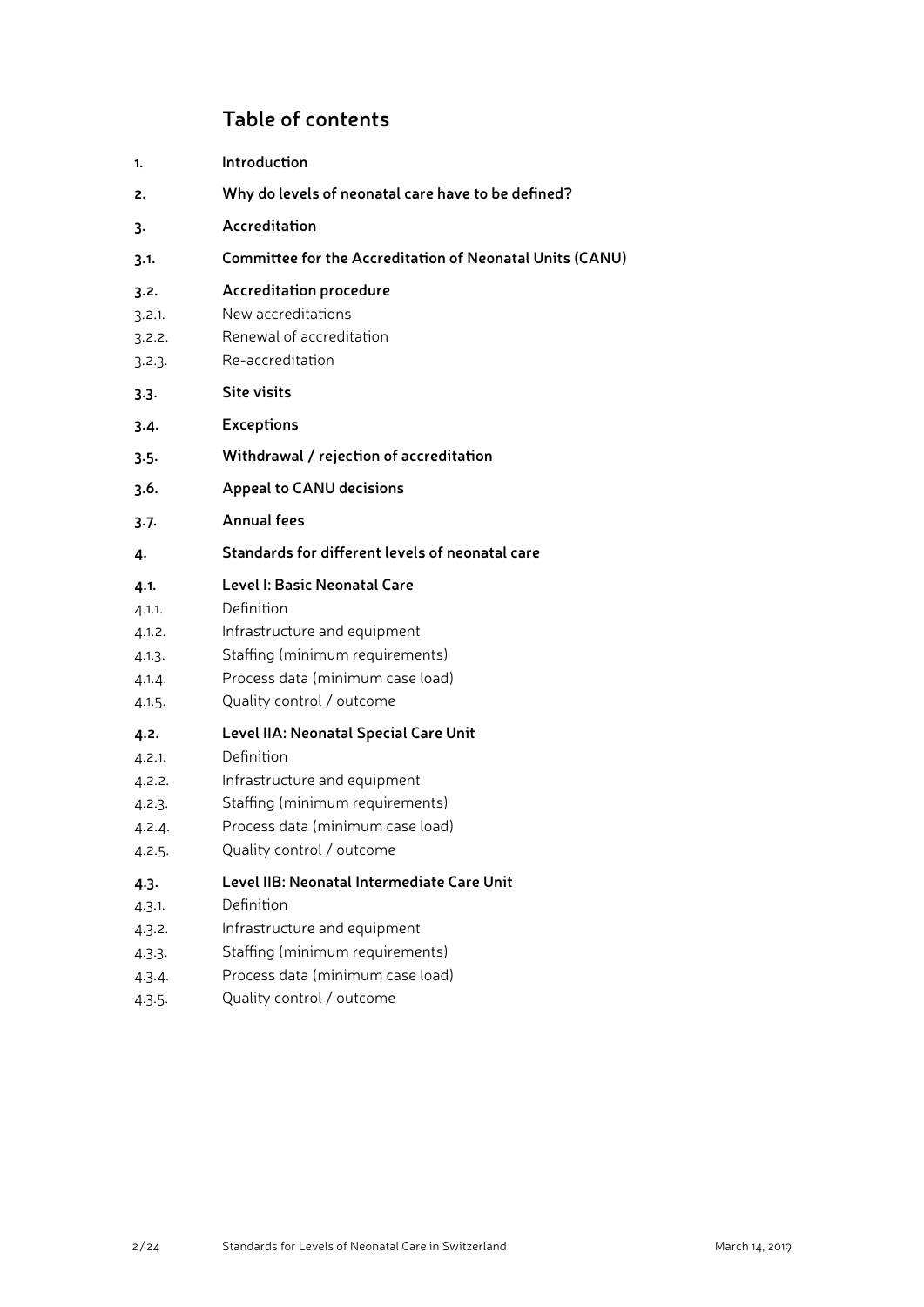# Table of contents

**1. Introduction**

**2. Why do levels of neonatal care have to be defined?**

**3. Accreditation**

**3.1. Committee for the Accreditation of Neonatal Units (CANU)**

**3.2. Accreditation procedure**

3.2.1. New accreditations

3.2.2. Renewal of accreditation

3.2.3. Re-accreditation

**3.3. Site visits**

**3.4. Exceptions**

**3.5. Withdrawal / rejection of accreditation**

**3.6. Appeal to CANU decisions**

**3.7. Annual fees**

**4. Standards for different levels of neonatal care**

**4.1. Level I: Basic Neonatal Care**

4.1.1. Definition

4.1.2. Infrastructure and equipment

4.1.3. Staffing (minimum requirements)

4.1.4. Process data (minimum case load)

4.1.5. Quality control / outcome

**4.2. Level IIA: Neonatal Special Care Unit**

4.2.1. Definition

4.2.2. Infrastructure and equipment

4.2.3. Staffing (minimum requirements)

4.2.4. Process data (minimum case load)

4.2.5. Quality control / outcome

**4.3. Level IIB: Neonatal Intermediate Care Unit**

4.3.1. Definition

4.3.2. Infrastructure and equipment

4.3.3. Staffing (minimum requirements)

4.3.4. Process data (minimum case load)

4.3.5. Quality control / outcome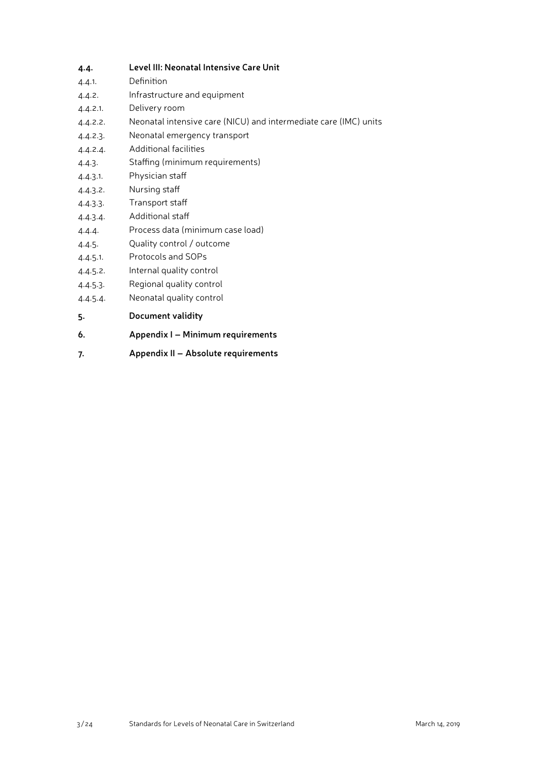**4.4. Level III: Neonatal Intensive Care Unit**

4.4.1. Definition

4.4.2. Infrastructure and equipment

4.4.2.1. Delivery room

4.4.2.2. Neonatal intensive care (NICU) and intermediate care (IMC) units

4.4.2.3. Neonatal emergency transport

4.4.2.4. Additional facilities

4.4.3. Staffing (minimum requirements)

4.4.3.1. Physician staff

4.4.3.2. Nursing staff

4.4.3.3. Transport staff

4.4.3.4. Additional staff

4.4.4. Process data (minimum case load)

4.4.5. Quality control / outcome

4.4.5.1. Protocols and SOPs

4.4.5.2. Internal quality control

4.4.5.3. Regional quality control

4.4.5.4. Neonatal quality control

**5. Document validity**

**6. Appendix I – Minimum requirements**

**7. Appendix II – Absolute requirements**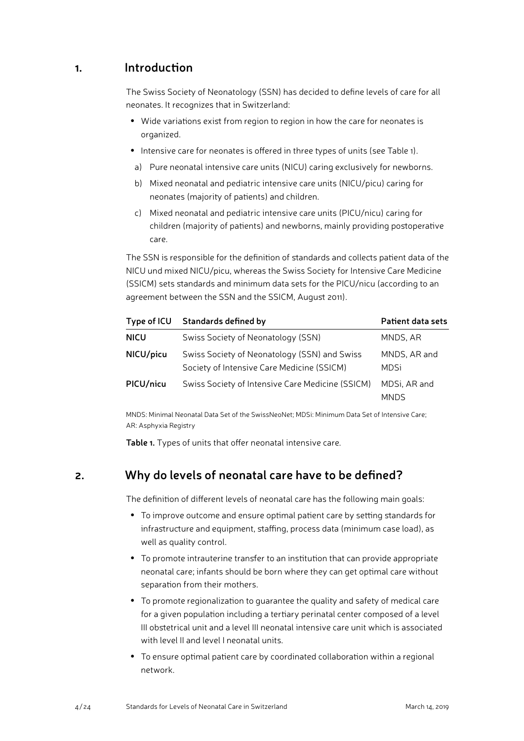## 1. Introduction

The Swiss Society of Neonatology (SSN) has decided to define levels of care for all neonates. It recognizes that in Switzerland:

- Wide variations exist from region to region in how the care for neonates is organized.
- Intensive care for neonates is offered in three types of units (see Table 1).
  a) Pure neonatal intensive care units (NICU) caring exclusively for newborns.
  b) Mixed neonatal and pediatric intensive care units (NICU/picu) caring for neonates (majority of patients) and children.
  c) Mixed neonatal and pediatric intensive care units (PICU/nicu) caring for children (majority of patients) and newborns, mainly providing postoperative care.

The SSN is responsible for the definition of standards and collects patient data of the NICU und mixed NICU/picu, whereas the Swiss Society for Intensive Care Medicine (SSICM) sets standards and minimum data sets for the PICU/nicu (according to an agreement between the SSN and the SSICM, August 2011).

| Type of ICU | Standards defined by | Patient data sets |
|---|---|---|
| **NICU** | Swiss Society of Neonatology (SSN) | MNDS, AR |
| **NICU/picu** | Swiss Society of Neonatology (SSN) and Swiss Society of Intensive Care Medicine (SSICM) | MNDS, AR and MDSi |
| **PICU/nicu** | Swiss Society of Intensive Care Medicine (SSICM) | MDSi, AR and MNDS |

MNDS: Minimal Neonatal Data Set of the SwissNeoNet; MDSi: Minimum Data Set of Intensive Care; AR: Asphyxia Registry

**Table 1.** Types of units that offer neonatal intensive care.

## 2. Why do levels of neonatal care have to be defined?

The definition of different levels of neonatal care has the following main goals:

- To improve outcome and ensure optimal patient care by setting standards for infrastructure and equipment, staffing, process data (minimum case load), as well as quality control.
- To promote intrauterine transfer to an institution that can provide appropriate neonatal care; infants should be born where they can get optimal care without separation from their mothers.
- To promote regionalization to guarantee the quality and safety of medical care for a given population including a tertiary perinatal center composed of a level III obstetrical unit and a level III neonatal intensive care unit which is associated with level II and level I neonatal units.
- To ensure optimal patient care by coordinated collaboration within a regional network.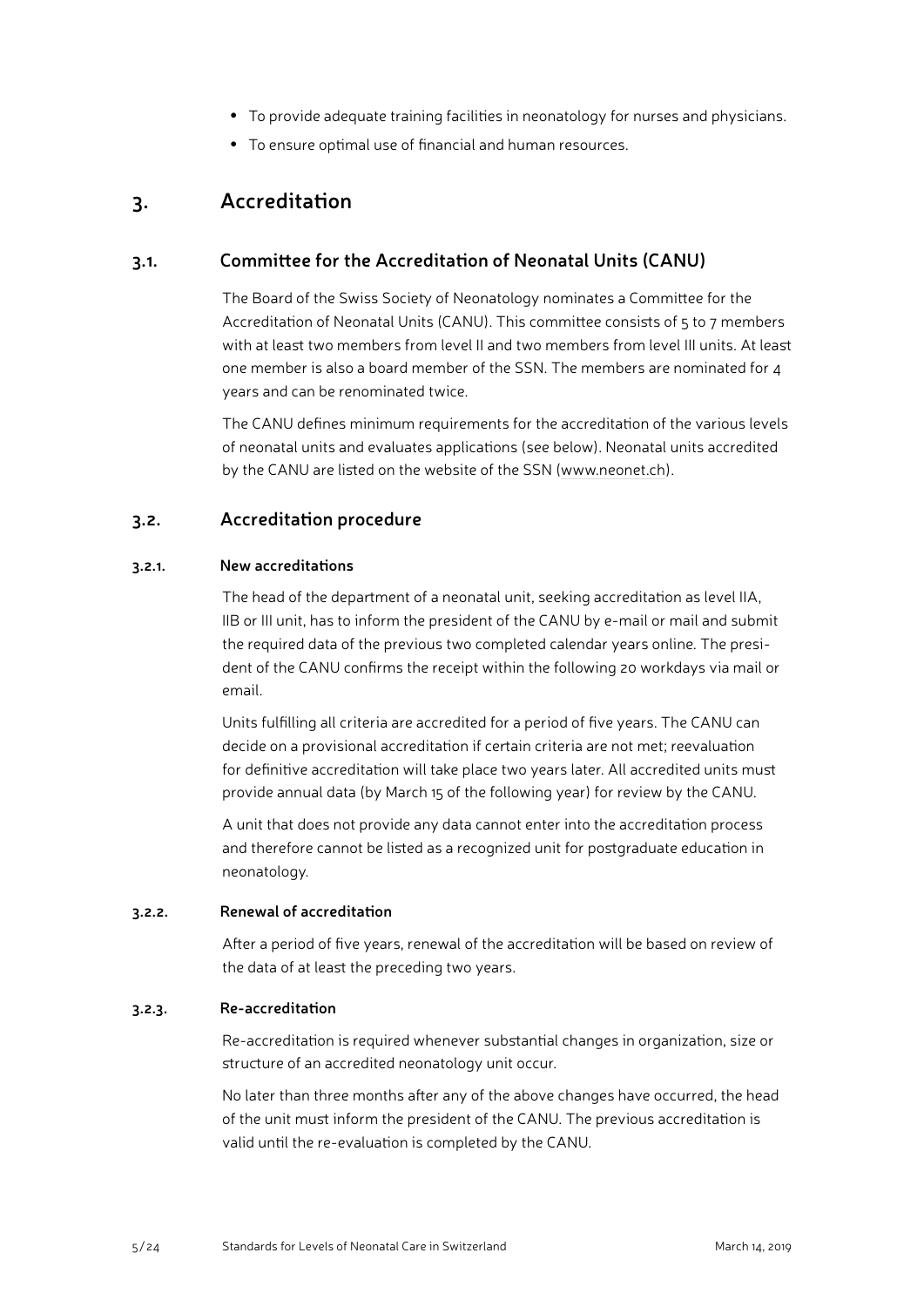- To provide adequate training facilities in neonatology for nurses and physicians.
- To ensure optimal use of financial and human resources.

# 3. Accreditation

## 3.1. Committee for the Accreditation of Neonatal Units (CANU)

The Board of the Swiss Society of Neonatology nominates a Committee for the Accreditation of Neonatal Units (CANU). This committee consists of 5 to 7 members with at least two members from level II and two members from level III units. At least one member is also a board member of the SSN. The members are nominated for 4 years and can be renominated twice.

The CANU defines minimum requirements for the accreditation of the various levels of neonatal units and evaluates applications (see below). Neonatal units accredited by the CANU are listed on the website of the SSN (www.neonet.ch).

## 3.2. Accreditation procedure

### 3.2.1. New accreditations

The head of the department of a neonatal unit, seeking accreditation as level IIA, IIB or III unit, has to inform the president of the CANU by e-mail or mail and submit the required data of the previous two completed calendar years online. The president of the CANU confirms the receipt within the following 20 workdays via mail or email.

Units fulfilling all criteria are accredited for a period of five years. The CANU can decide on a provisional accreditation if certain criteria are not met; reevaluation for definitive accreditation will take place two years later. All accredited units must provide annual data (by March 15 of the following year) for review by the CANU.

A unit that does not provide any data cannot enter into the accreditation process and therefore cannot be listed as a recognized unit for postgraduate education in neonatology.

### 3.2.2. Renewal of accreditation

After a period of five years, renewal of the accreditation will be based on review of the data of at least the preceding two years.

### 3.2.3. Re-accreditation

Re-accreditation is required whenever substantial changes in organization, size or structure of an accredited neonatology unit occur.

No later than three months after any of the above changes have occurred, the head of the unit must inform the president of the CANU. The previous accreditation is valid until the re-evaluation is completed by the CANU.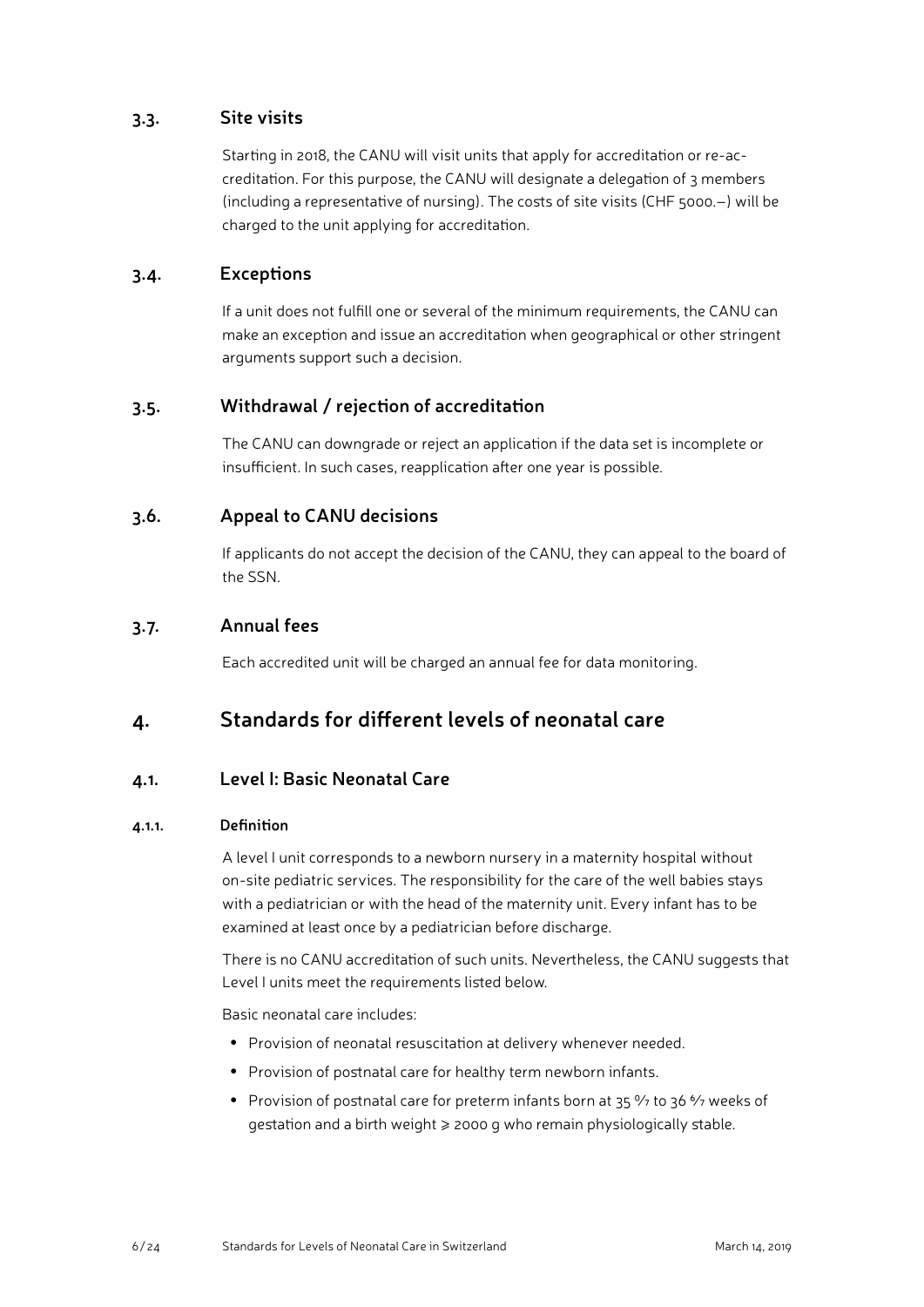### 3.3. Site visits

Starting in 2018, the CANU will visit units that apply for accreditation or re-accreditation. For this purpose, the CANU will designate a delegation of 3 members (including a representative of nursing). The costs of site visits (CHF 5000.–) will be charged to the unit applying for accreditation.

### 3.4. Exceptions

If a unit does not fulfill one or several of the minimum requirements, the CANU can make an exception and issue an accreditation when geographical or other stringent arguments support such a decision.

### 3.5. Withdrawal / rejection of accreditation

The CANU can downgrade or reject an application if the data set is incomplete or insufficient. In such cases, reapplication after one year is possible.

### 3.6. Appeal to CANU decisions

If applicants do not accept the decision of the CANU, they can appeal to the board of the SSN.

### 3.7. Annual fees

Each accredited unit will be charged an annual fee for data monitoring.

## 4. Standards for different levels of neonatal care

### 4.1. Level I: Basic Neonatal Care

#### 4.1.1. Definition

A level I unit corresponds to a newborn nursery in a maternity hospital without on-site pediatric services. The responsibility for the care of the well babies stays with a pediatrician or with the head of the maternity unit. Every infant has to be examined at least once by a pediatrician before discharge.

There is no CANU accreditation of such units. Nevertheless, the CANU suggests that Level I units meet the requirements listed below.

Basic neonatal care includes:

- Provision of neonatal resuscitation at delivery whenever needed.
- Provision of postnatal care for healthy term newborn infants.
- Provision of postnatal care for preterm infants born at 35 $^{0}/_{7}$ to 36 $^{6}/_{7}$ weeks of gestation and a birth weight ≥ 2000 g who remain physiologically stable.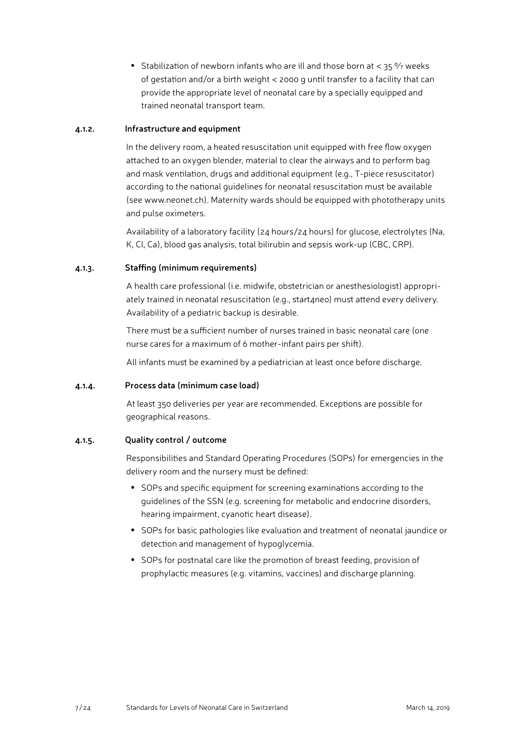- Stabilization of newborn infants who are ill and those born at < 35 0/7 weeks of gestation and/or a birth weight < 2000 g until transfer to a facility that can provide the appropriate level of neonatal care by a specially equipped and trained neonatal transport team.

#### 4.1.2. Infrastructure and equipment

In the delivery room, a heated resuscitation unit equipped with free flow oxygen attached to an oxygen blender, material to clear the airways and to perform bag and mask ventilation, drugs and additional equipment (e.g., T-piece resuscitator) according to the national guidelines for neonatal resuscitation must be available (see www.neonet.ch). Maternity wards should be equipped with phototherapy units and pulse oximeters.

Availability of a laboratory facility (24 hours/24 hours) for glucose, electrolytes (Na, K, Cl, Ca), blood gas analysis, total bilirubin and sepsis work-up (CBC, CRP).

#### 4.1.3. Staffing (minimum requirements)

A health care professional (i.e. midwife, obstetrician or anesthesiologist) appropriately trained in neonatal resuscitation (e.g., start4neo) must attend every delivery. Availability of a pediatric backup is desirable.

There must be a sufficient number of nurses trained in basic neonatal care (one nurse cares for a maximum of 6 mother-infant pairs per shift).

All infants must be examined by a pediatrician at least once before discharge.

#### 4.1.4. Process data (minimum case load)

At least 350 deliveries per year are recommended. Exceptions are possible for geographical reasons.

#### 4.1.5. Quality control / outcome

Responsibilities and Standard Operating Procedures (SOPs) for emergencies in the delivery room and the nursery must be defined:

- SOPs and specific equipment for screening examinations according to the guidelines of the SSN (e.g. screening for metabolic and endocrine disorders, hearing impairment, cyanotic heart disease).
- SOPs for basic pathologies like evaluation and treatment of neonatal jaundice or detection and management of hypoglycemia.
- SOPs for postnatal care like the promotion of breast feeding, provision of prophylactic measures (e.g. vitamins, vaccines) and discharge planning.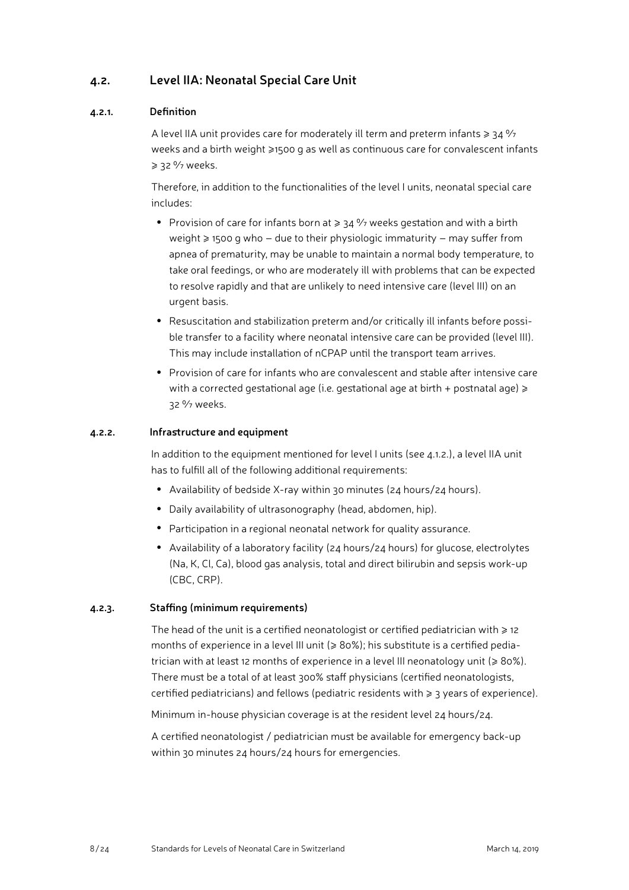## 4.2. Level IIA: Neonatal Special Care Unit

### 4.2.1. Definition

A level IIA unit provides care for moderately ill term and preterm infants ≥ 34 0/7 weeks and a birth weight ≥1500 g as well as continuous care for convalescent infants ≥ 32 0/7 weeks.

Therefore, in addition to the functionalities of the level I units, neonatal special care includes:

- Provision of care for infants born at ≥ 34 0/7 weeks gestation and with a birth weight ≥ 1500 g who – due to their physiologic immaturity – may suffer from apnea of prematurity, may be unable to maintain a normal body temperature, to take oral feedings, or who are moderately ill with problems that can be expected to resolve rapidly and that are unlikely to need intensive care (level III) on an urgent basis.
- Resuscitation and stabilization preterm and/or critically ill infants before possible transfer to a facility where neonatal intensive care can be provided (level III). This may include installation of nCPAP until the transport team arrives.
- Provision of care for infants who are convalescent and stable after intensive care with a corrected gestational age (i.e. gestational age at birth + postnatal age) ≥ 32 0/7 weeks.

### 4.2.2. Infrastructure and equipment

In addition to the equipment mentioned for level I units (see 4.1.2.), a level IIA unit has to fulfill all of the following additional requirements:

- Availability of bedside X-ray within 30 minutes (24 hours/24 hours).
- Daily availability of ultrasonography (head, abdomen, hip).
- Participation in a regional neonatal network for quality assurance.
- Availability of a laboratory facility (24 hours/24 hours) for glucose, electrolytes (Na, K, Cl, Ca), blood gas analysis, total and direct bilirubin and sepsis work-up (CBC, CRP).

### 4.2.3. Staffing (minimum requirements)

The head of the unit is a certified neonatologist or certified pediatrician with ≥ 12 months of experience in a level III unit (≥ 80%); his substitute is a certified pediatrician with at least 12 months of experience in a level III neonatology unit (≥ 80%). There must be a total of at least 300% staff physicians (certified neonatologists, certified pediatricians) and fellows (pediatric residents with ≥ 3 years of experience).

Minimum in-house physician coverage is at the resident level 24 hours/24.

A certified neonatologist / pediatrician must be available for emergency back-up within 30 minutes 24 hours/24 hours for emergencies.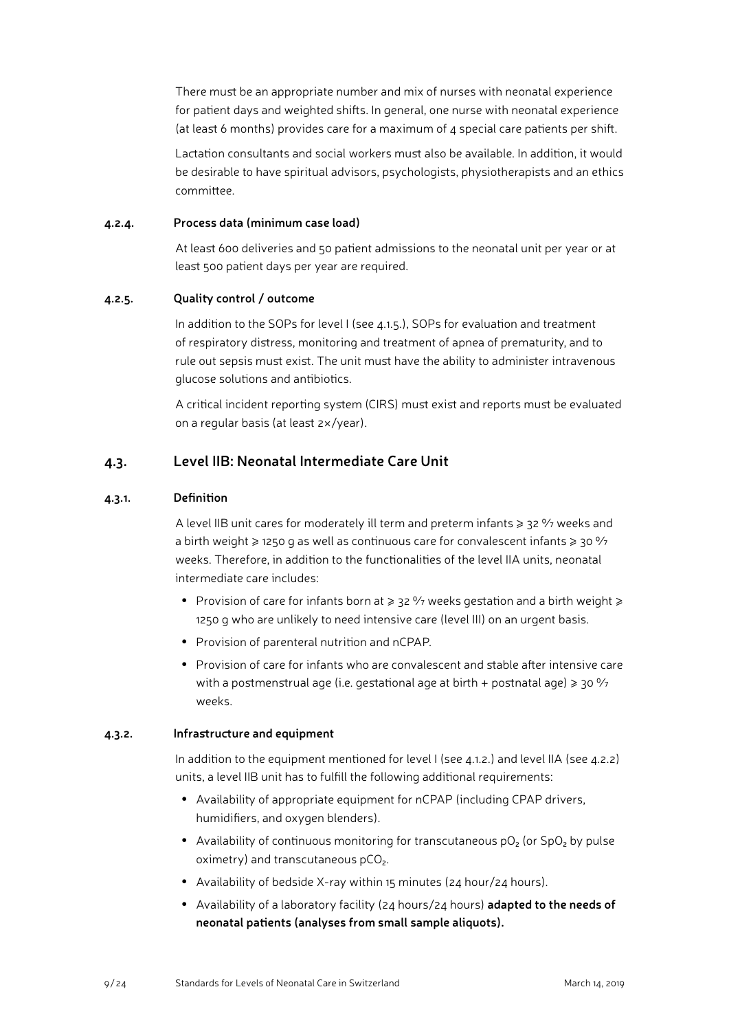There must be an appropriate number and mix of nurses with neonatal experience for patient days and weighted shifts. In general, one nurse with neonatal experience (at least 6 months) provides care for a maximum of 4 special care patients per shift.

Lactation consultants and social workers must also be available. In addition, it would be desirable to have spiritual advisors, psychologists, physiotherapists and an ethics committee.

#### 4.2.4. Process data (minimum case load)

At least 600 deliveries and 50 patient admissions to the neonatal unit per year or at least 500 patient days per year are required.

#### 4.2.5. Quality control / outcome

In addition to the SOPs for level I (see 4.1.5.), SOPs for evaluation and treatment of respiratory distress, monitoring and treatment of apnea of prematurity, and to rule out sepsis must exist. The unit must have the ability to administer intravenous glucose solutions and antibiotics.

A critical incident reporting system (CIRS) must exist and reports must be evaluated on a regular basis (at least 2×/year).

### 4.3. Level IIB: Neonatal Intermediate Care Unit

#### 4.3.1. Definition

A level IIB unit cares for moderately ill term and preterm infants ⩾ 32 0/7 weeks and a birth weight ⩾ 1250 g as well as continuous care for convalescent infants ⩾ 30 0/7 weeks. Therefore, in addition to the functionalities of the level IIA units, neonatal intermediate care includes:

- Provision of care for infants born at ⩾ 32 0/7 weeks gestation and a birth weight ⩾ 1250 g who are unlikely to need intensive care (level III) on an urgent basis.
- Provision of parenteral nutrition and nCPAP.
- Provision of care for infants who are convalescent and stable after intensive care with a postmenstrual age (i.e. gestational age at birth + postnatal age) ⩾ 30 0/7 weeks.

#### 4.3.2. Infrastructure and equipment

In addition to the equipment mentioned for level I (see 4.1.2.) and level IIA (see 4.2.2) units, a level IIB unit has to fulfill the following additional requirements:

- Availability of appropriate equipment for nCPAP (including CPAP drivers, humidifiers, and oxygen blenders).
- Availability of continuous monitoring for transcutaneous $pO_2$ (or $SpO_2$ by pulse oximetry) and transcutaneous $pCO_2$.
- Availability of bedside X-ray within 15 minutes (24 hour/24 hours).
- Availability of a laboratory facility (24 hours/24 hours) **adapted to the needs of neonatal patients (analyses from small sample aliquots).**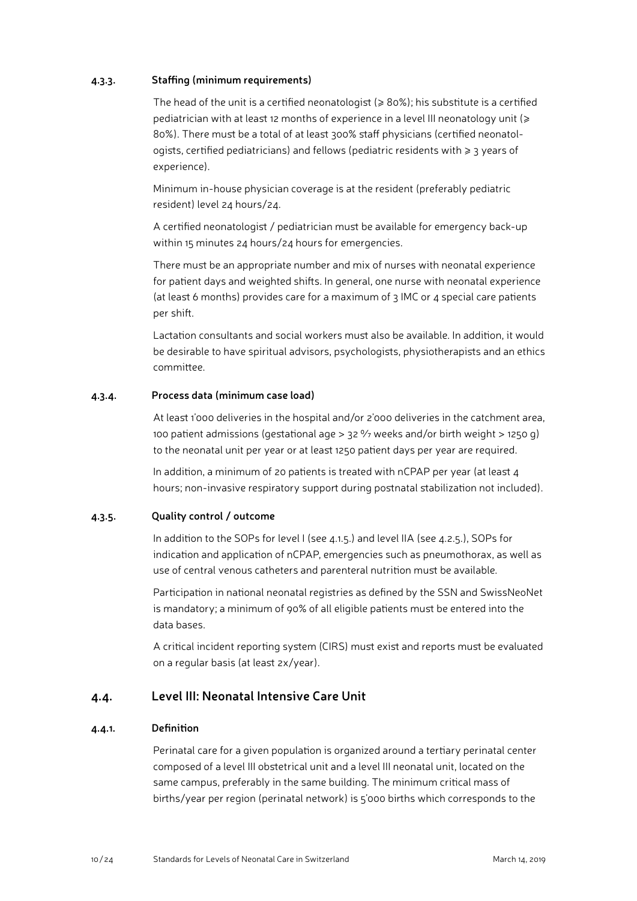#### 4.3.3. Staffing (minimum requirements)

The head of the unit is a certified neonatologist (≥ 80%); his substitute is a certified pediatrician with at least 12 months of experience in a level III neonatology unit (≥ 80%). There must be a total of at least 300% staff physicians (certified neonatologists, certified pediatricians) and fellows (pediatric residents with ≥ 3 years of experience).

Minimum in-house physician coverage is at the resident (preferably pediatric resident) level 24 hours/24.

A certified neonatologist / pediatrician must be available for emergency back-up within 15 minutes 24 hours/24 hours for emergencies.

There must be an appropriate number and mix of nurses with neonatal experience for patient days and weighted shifts. In general, one nurse with neonatal experience (at least 6 months) provides care for a maximum of 3 IMC or 4 special care patients per shift.

Lactation consultants and social workers must also be available. In addition, it would be desirable to have spiritual advisors, psychologists, physiotherapists and an ethics committee.

#### 4.3.4. Process data (minimum case load)

At least 1'000 deliveries in the hospital and/or 2'000 deliveries in the catchment area, 100 patient admissions (gestational age > 32 $^{0}/_{7}$ weeks and/or birth weight > 1250 g) to the neonatal unit per year or at least 1250 patient days per year are required.

In addition, a minimum of 20 patients is treated with nCPAP per year (at least 4 hours; non-invasive respiratory support during postnatal stabilization not included).

#### 4.3.5. Quality control / outcome

In addition to the SOPs for level I (see 4.1.5.) and level IIA (see 4.2.5.), SOPs for indication and application of nCPAP, emergencies such as pneumothorax, as well as use of central venous catheters and parenteral nutrition must be available.

Participation in national neonatal registries as defined by the SSN and SwissNeoNet is mandatory; a minimum of 90% of all eligible patients must be entered into the data bases.

A critical incident reporting system (CIRS) must exist and reports must be evaluated on a regular basis (at least 2x/year).

### 4.4. Level III: Neonatal Intensive Care Unit

#### 4.4.1. Definition

Perinatal care for a given population is organized around a tertiary perinatal center composed of a level III obstetrical unit and a level III neonatal unit, located on the same campus, preferably in the same building. The minimum critical mass of births/year per region (perinatal network) is 5'000 births which corresponds to the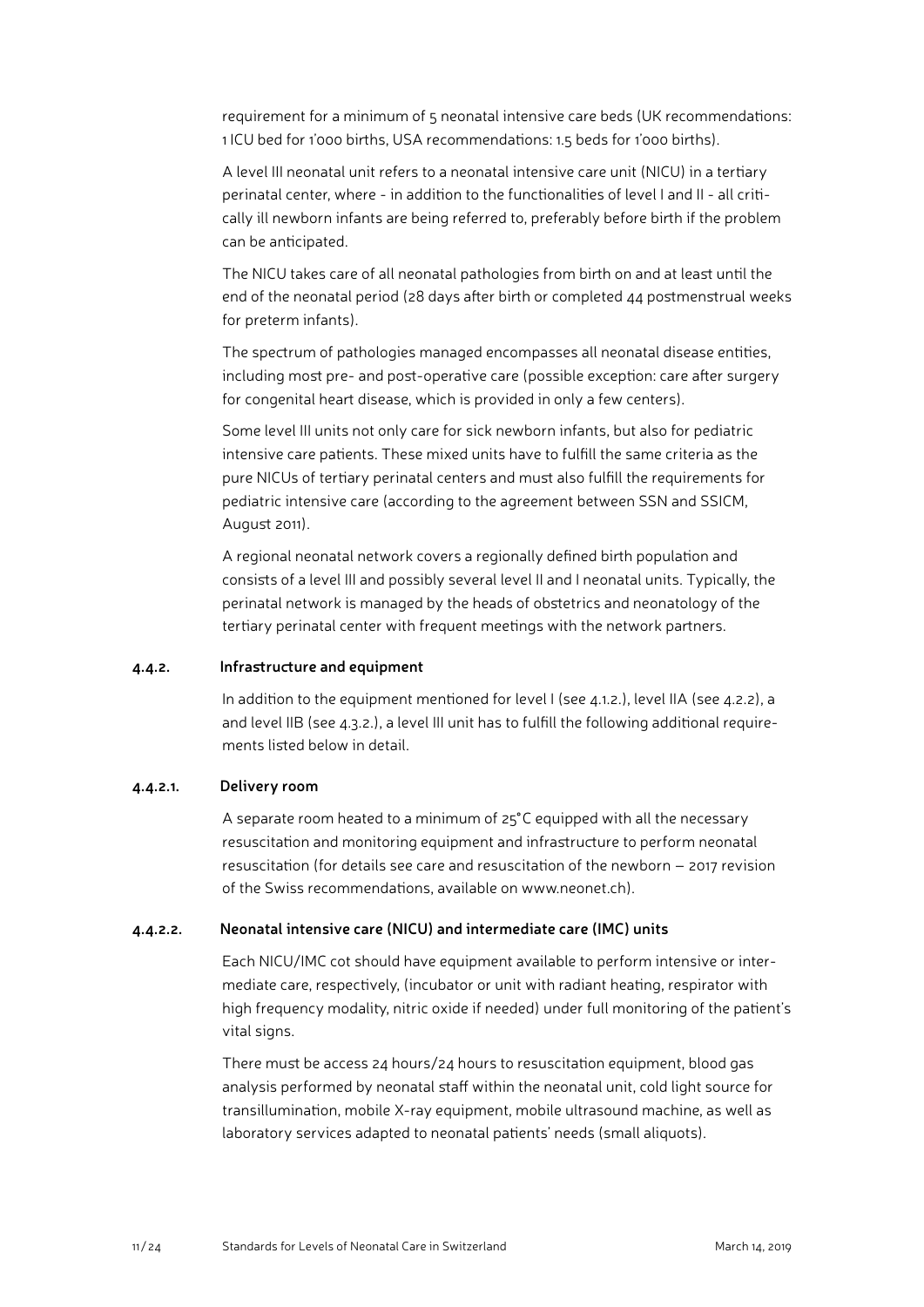requirement for a minimum of 5 neonatal intensive care beds (UK recommendations: 1 ICU bed for 1'000 births, USA recommendations: 1.5 beds for 1'000 births).

A level III neonatal unit refers to a neonatal intensive care unit (NICU) in a tertiary perinatal center, where - in addition to the functionalities of level I and II - all critically ill newborn infants are being referred to, preferably before birth if the problem can be anticipated.

The NICU takes care of all neonatal pathologies from birth on and at least until the end of the neonatal period (28 days after birth or completed 44 postmenstrual weeks for preterm infants).

The spectrum of pathologies managed encompasses all neonatal disease entities, including most pre- and post-operative care (possible exception: care after surgery for congenital heart disease, which is provided in only a few centers).

Some level III units not only care for sick newborn infants, but also for pediatric intensive care patients. These mixed units have to fulfill the same criteria as the pure NICUs of tertiary perinatal centers and must also fulfill the requirements for pediatric intensive care (according to the agreement between SSN and SSICM, August 2011).

A regional neonatal network covers a regionally defined birth population and consists of a level III and possibly several level II and I neonatal units. Typically, the perinatal network is managed by the heads of obstetrics and neonatology of the tertiary perinatal center with frequent meetings with the network partners.

### 4.4.2. Infrastructure and equipment

In addition to the equipment mentioned for level I (see 4.1.2.), level IIA (see 4.2.2), a and level IIB (see 4.3.2.), a level III unit has to fulfill the following additional requirements listed below in detail.

#### 4.4.2.1. Delivery room

A separate room heated to a minimum of 25°C equipped with all the necessary resuscitation and monitoring equipment and infrastructure to perform neonatal resuscitation (for details see care and resuscitation of the newborn – 2017 revision of the Swiss recommendations, available on www.neonet.ch).

#### 4.4.2.2. Neonatal intensive care (NICU) and intermediate care (IMC) units

Each NICU/IMC cot should have equipment available to perform intensive or intermediate care, respectively, (incubator or unit with radiant heating, respirator with high frequency modality, nitric oxide if needed) under full monitoring of the patient's vital signs.

There must be access 24 hours/24 hours to resuscitation equipment, blood gas analysis performed by neonatal staff within the neonatal unit, cold light source for transillumination, mobile X-ray equipment, mobile ultrasound machine, as well as laboratory services adapted to neonatal patients' needs (small aliquots).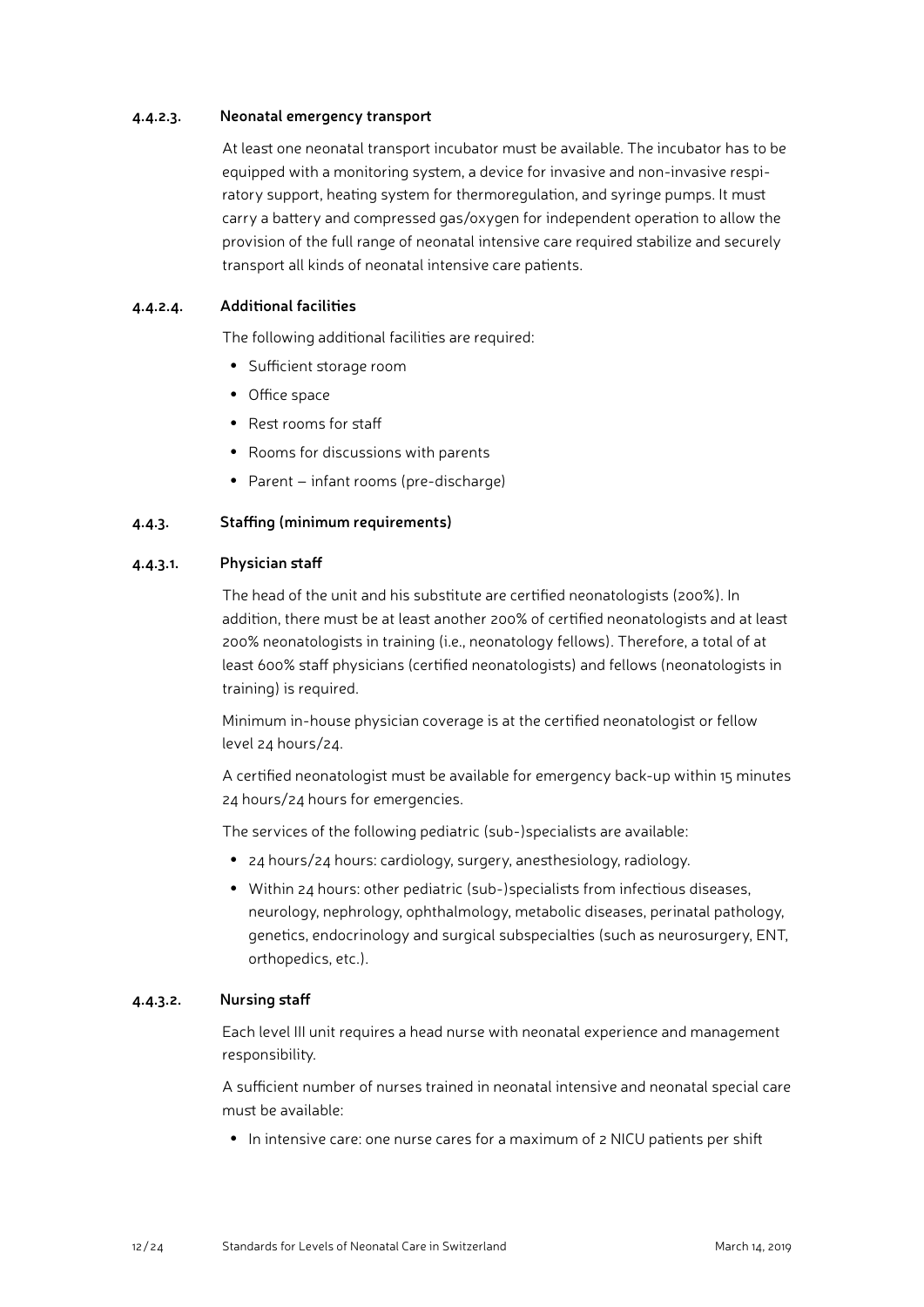#### 4.4.2.3. Neonatal emergency transport

At least one neonatal transport incubator must be available. The incubator has to be equipped with a monitoring system, a device for invasive and non-invasive respiratory support, heating system for thermoregulation, and syringe pumps. It must carry a battery and compressed gas/oxygen for independent operation to allow the provision of the full range of neonatal intensive care required stabilize and securely transport all kinds of neonatal intensive care patients.

#### 4.4.2.4. Additional facilities

The following additional facilities are required:

- Sufficient storage room
- Office space
- Rest rooms for staff
- Rooms for discussions with parents
- Parent – infant rooms (pre-discharge)

### 4.4.3. Staffing (minimum requirements)

#### 4.4.3.1. Physician staff

The head of the unit and his substitute are certified neonatologists (200%). In addition, there must be at least another 200% of certified neonatologists and at least 200% neonatologists in training (i.e., neonatology fellows). Therefore, a total of at least 600% staff physicians (certified neonatologists) and fellows (neonatologists in training) is required.

Minimum in-house physician coverage is at the certified neonatologist or fellow level 24 hours/24.

A certified neonatologist must be available for emergency back-up within 15 minutes 24 hours/24 hours for emergencies.

The services of the following pediatric (sub-)specialists are available:

- 24 hours/24 hours: cardiology, surgery, anesthesiology, radiology.
- Within 24 hours: other pediatric (sub-)specialists from infectious diseases, neurology, nephrology, ophthalmology, metabolic diseases, perinatal pathology, genetics, endocrinology and surgical subspecialties (such as neurosurgery, ENT, orthopedics, etc.).

#### 4.4.3.2. Nursing staff

Each level III unit requires a head nurse with neonatal experience and management responsibility.

A sufficient number of nurses trained in neonatal intensive and neonatal special care must be available:

- In intensive care: one nurse cares for a maximum of 2 NICU patients per shift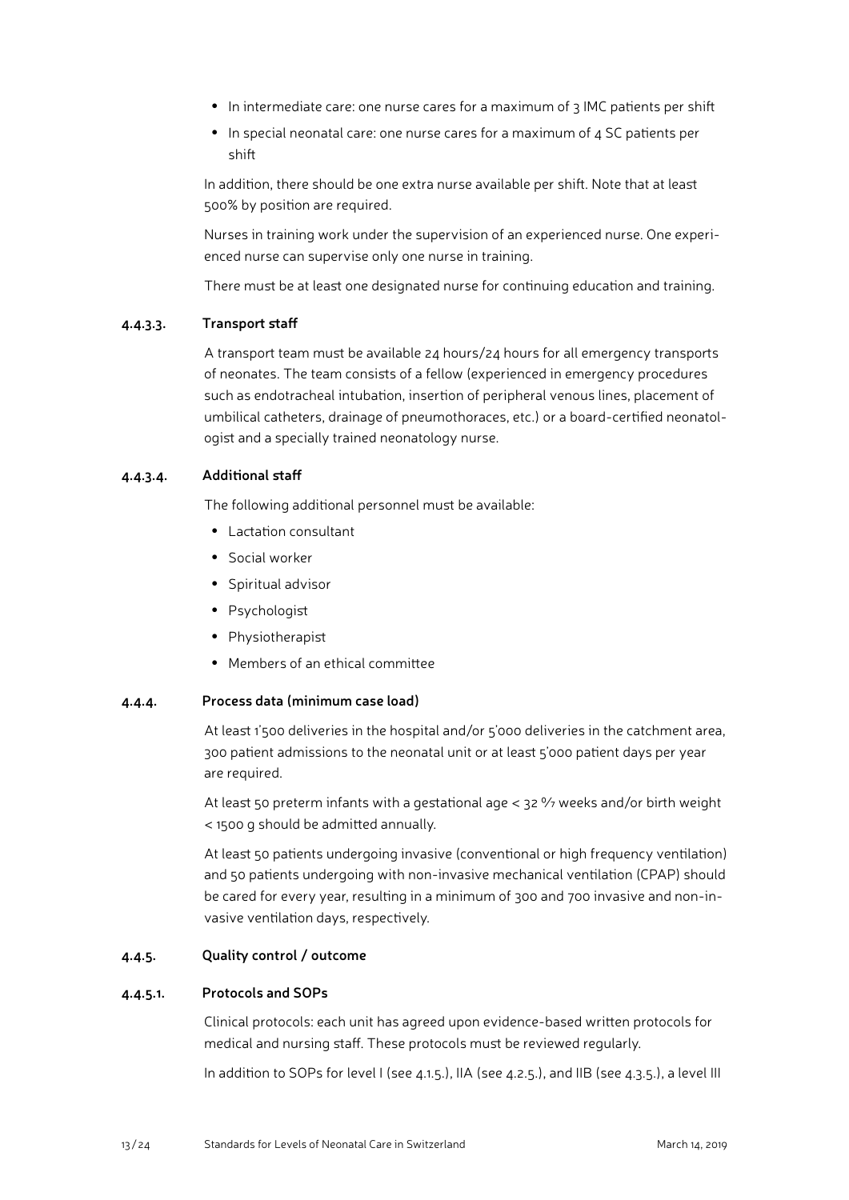- In intermediate care: one nurse cares for a maximum of 3 IMC patients per shift
- In special neonatal care: one nurse cares for a maximum of 4 SC patients per shift

In addition, there should be one extra nurse available per shift. Note that at least 500% by position are required.

Nurses in training work under the supervision of an experienced nurse. One experienced nurse can supervise only one nurse in training.

There must be at least one designated nurse for continuing education and training.

#### 4.4.3.3. Transport staff

A transport team must be available 24 hours/24 hours for all emergency transports of neonates. The team consists of a fellow (experienced in emergency procedures such as endotracheal intubation, insertion of peripheral venous lines, placement of umbilical catheters, drainage of pneumothoraces, etc.) or a board-certified neonatologist and a specially trained neonatology nurse.

#### 4.4.3.4. Additional staff

The following additional personnel must be available:

- Lactation consultant
- Social worker
- Spiritual advisor
- Psychologist
- Physiotherapist
- Members of an ethical committee

### 4.4.4. Process data (minimum case load)

At least 1'500 deliveries in the hospital and/or 5'000 deliveries in the catchment area, 300 patient admissions to the neonatal unit or at least 5'000 patient days per year are required.

At least 50 preterm infants with a gestational age < 32 $^{0}/_{7}$ weeks and/or birth weight < 1500 g should be admitted annually.

At least 50 patients undergoing invasive (conventional or high frequency ventilation) and 50 patients undergoing with non-invasive mechanical ventilation (CPAP) should be cared for every year, resulting in a minimum of 300 and 700 invasive and non-invasive ventilation days, respectively.

### 4.4.5. Quality control / outcome

#### 4.4.5.1. Protocols and SOPs

Clinical protocols: each unit has agreed upon evidence-based written protocols for medical and nursing staff. These protocols must be reviewed regularly.

In addition to SOPs for level I (see 4.1.5.), IIA (see 4.2.5.), and IIB (see 4.3.5.), a level III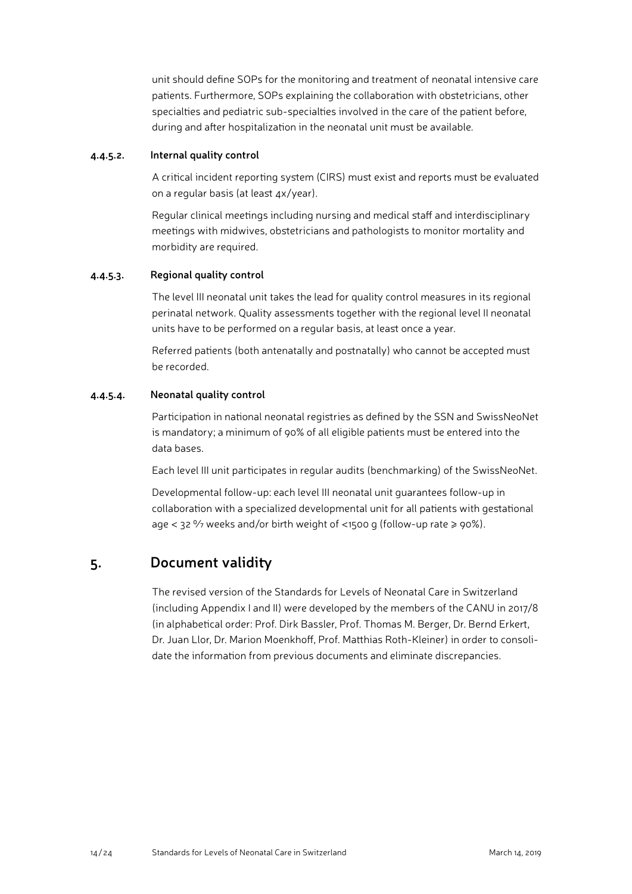unit should define SOPs for the monitoring and treatment of neonatal intensive care patients. Furthermore, SOPs explaining the collaboration with obstetricians, other specialties and pediatric sub-specialties involved in the care of the patient before, during and after hospitalization in the neonatal unit must be available.

#### 4.4.5.2. Internal quality control

A critical incident reporting system (CIRS) must exist and reports must be evaluated on a regular basis (at least 4x/year).

Regular clinical meetings including nursing and medical staff and interdisciplinary meetings with midwives, obstetricians and pathologists to monitor mortality and morbidity are required.

#### 4.4.5.3. Regional quality control

The level III neonatal unit takes the lead for quality control measures in its regional perinatal network. Quality assessments together with the regional level II neonatal units have to be performed on a regular basis, at least once a year.

Referred patients (both antenatally and postnatally) who cannot be accepted must be recorded.

#### 4.4.5.4. Neonatal quality control

Participation in national neonatal registries as defined by the SSN and SwissNeoNet is mandatory; a minimum of 90% of all eligible patients must be entered into the data bases.

Each level III unit participates in regular audits (benchmarking) of the SwissNeoNet.

Developmental follow-up: each level III neonatal unit guarantees follow-up in collaboration with a specialized developmental unit for all patients with gestational age < 32 0/7 weeks and/or birth weight of <1500 g (follow-up rate ≥ 90%).

## 5. Document validity

The revised version of the Standards for Levels of Neonatal Care in Switzerland (including Appendix I and II) were developed by the members of the CANU in 2017/8 (in alphabetical order: Prof. Dirk Bassler, Prof. Thomas M. Berger, Dr. Bernd Erkert, Dr. Juan Llor, Dr. Marion Moenkhoff, Prof. Matthias Roth-Kleiner) in order to consolidate the information from previous documents and eliminate discrepancies.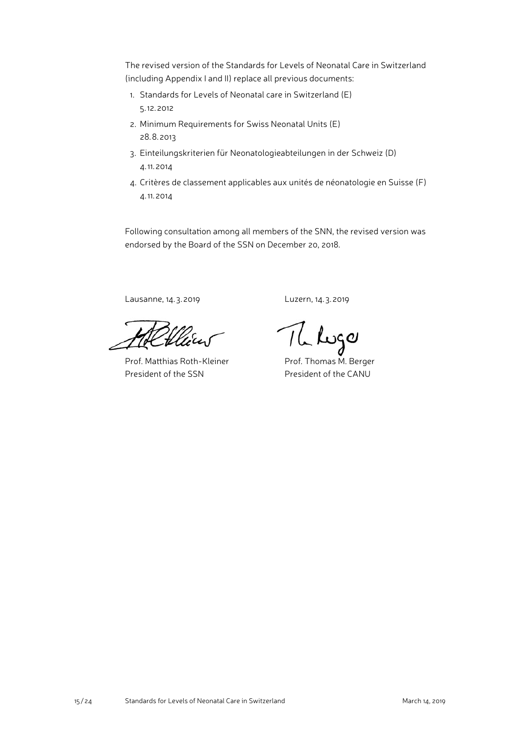The revised version of the Standards for Levels of Neonatal Care in Switzerland (including Appendix I and II) replace all previous documents:

1. Standards for Levels of Neonatal care in Switzerland (E)
   5.12.2012
2. Minimum Requirements for Swiss Neonatal Units (E)
   28.8.2013
3. Einteilungskriterien für Neonatologieabteilungen in der Schweiz (D)
   4.11.2014
4. Critères de classement applicables aux unités de néonatologie en Suisse (F)
   4.11.2014

Following consultation among all members of the SNN, the revised version was endorsed by the Board of the SSN on December 20, 2018.

Lausanne, 14.3.2019

Prof. Matthias Roth-Kleiner
President of the SSN

Luzern, 14.3.2019

Prof. Thomas M. Berger
President of the CANU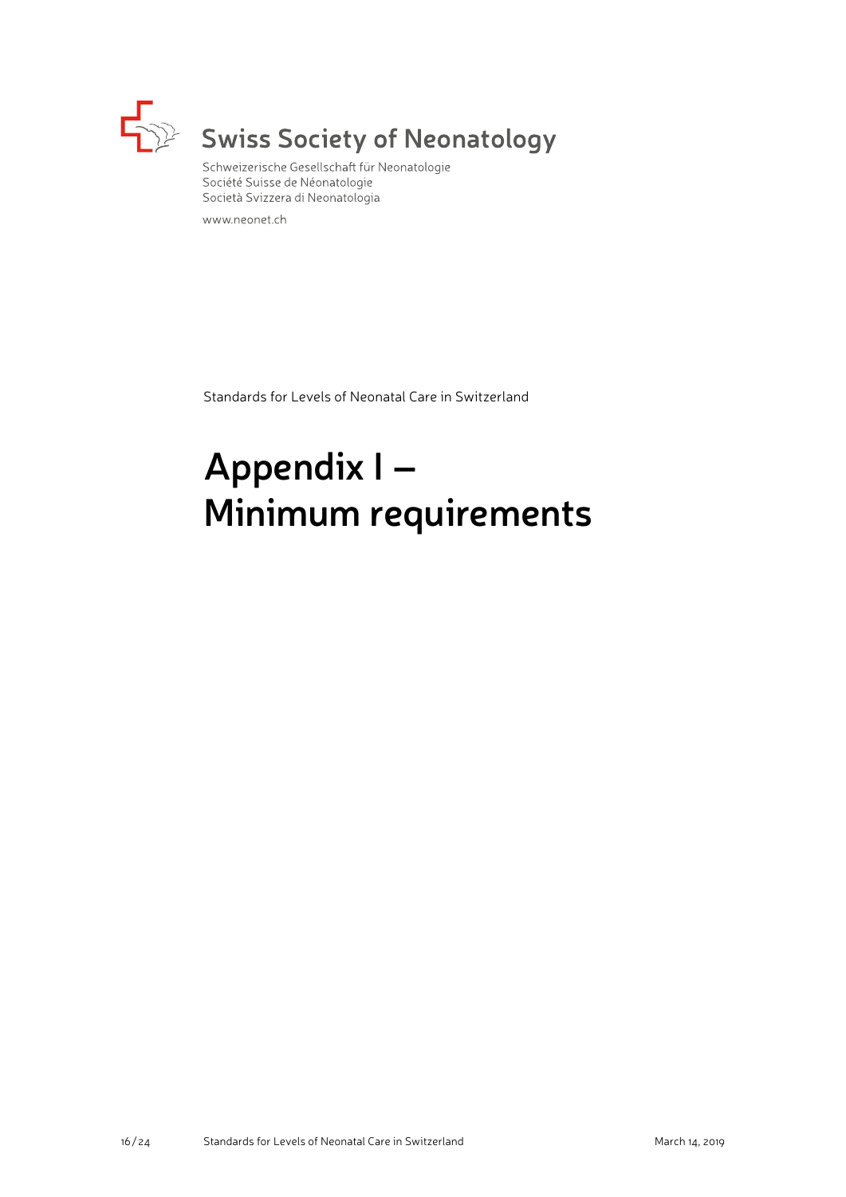Swiss Society of Neonatology

Schweizerische Gesellschaft für Neonatologie
Société Suisse de Néonatologie
Società Svizzera di Neonatologia

www.neonet.ch

Standards for Levels of Neonatal Care in Switzerland

# Appendix I – Minimum requirements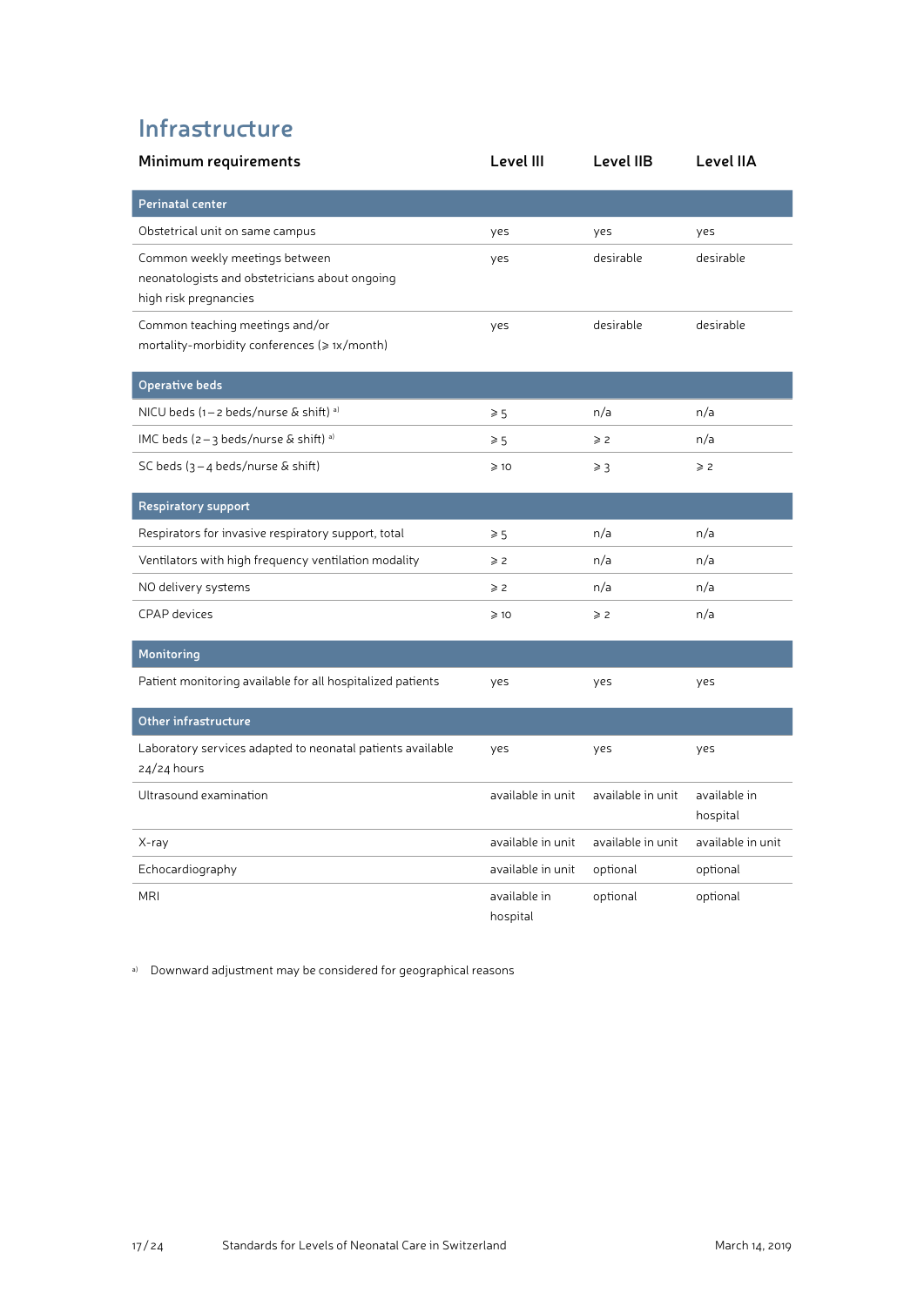# Infrastructure

| Minimum requirements | Level III | Level IIB | Level IIA |
|---|---|---|---|
| **Perinatal center** | | | |
| Obstetrical unit on same campus | yes | yes | yes |
| Common weekly meetings between neonatologists and obstetricians about ongoing high risk pregnancies | yes | desirable | desirable |
| Common teaching meetings and/or mortality-morbidity conferences (⩾ 1x/month) | yes | desirable | desirable |
| **Operative beds** | | | |
| NICU beds (1 – 2 beds/nurse & shift) [a] | ⩾ 5 | n/a | n/a |
| IMC beds (2 – 3 beds/nurse & shift) [a] | ⩾ 5 | ⩾ 2 | n/a |
| SC beds (3 – 4 beds/nurse & shift) | ⩾ 10 | ⩾ 3 | ⩾ 2 |
| **Respiratory support** | | | |
| Respirators for invasive respiratory support, total | ⩾ 5 | n/a | n/a |
| Ventilators with high frequency ventilation modality | ⩾ 2 | n/a | n/a |
| NO delivery systems | ⩾ 2 | n/a | n/a |
| CPAP devices | ⩾ 10 | ⩾ 2 | n/a |
| **Monitoring** | | | |
| Patient monitoring available for all hospitalized patients | yes | yes | yes |
| **Other infrastructure** | | | |
| Laboratory services adapted to neonatal patients available 24/24 hours | yes | yes | yes |
| Ultrasound examination | available in unit | available in unit | available in hospital |
| X-ray | available in unit | available in unit | available in unit |
| Echocardiography | available in unit | optional | optional |
| MRI | available in hospital | optional | optional |

[a] Downward adjustment may be considered for geographical reasons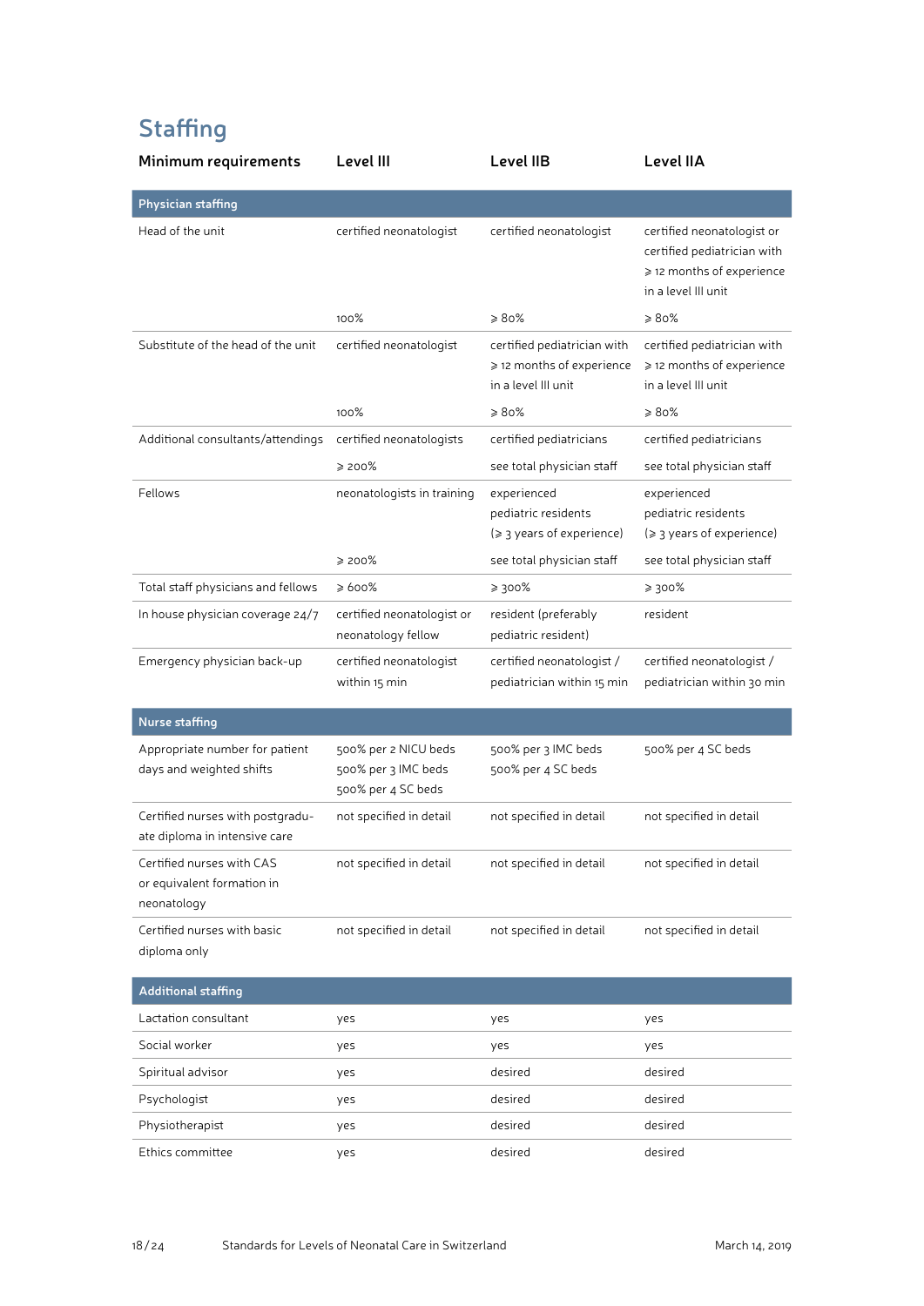## Staffing

| Minimum requirements | Level III | Level IIB | Level IIA |
|---|---|---|---|
| **Physician staffing** | | | |
| Head of the unit | certified neonatologist | certified neonatologist | certified neonatologist or certified pediatrician with ⩾ 12 months of experience in a level III unit |
| | 100% | ⩾ 80% | ⩾ 80% |
| Substitute of the head of the unit | certified neonatologist | certified pediatrician with ⩾ 12 months of experience in a level III unit | certified pediatrician with ⩾ 12 months of experience in a level III unit |
| | 100% | ⩾ 80% | ⩾ 80% |
| Additional consultants/attendings | certified neonatologists | certified pediatricians | certified pediatricians |
| | ⩾ 200% | see total physician staff | see total physician staff |
| Fellows | neonatologists in training | experienced pediatric residents (⩾ 3 years of experience) | experienced pediatric residents (⩾ 3 years of experience) |
| | ⩾ 200% | see total physician staff | see total physician staff |
| Total staff physicians and fellows | ⩾ 600% | ⩾ 300% | ⩾ 300% |
| In house physician coverage 24/7 | certified neonatologist or neonatology fellow | resident (preferably pediatric resident) | resident |
| Emergency physician back-up | certified neonatologist within 15 min | certified neonatologist / pediatrician within 15 min | certified neonatologist / pediatrician within 30 min |
| **Nurse staffing** | | | |
| Appropriate number for patient days and weighted shifts | 500% per 2 NICU beds<br>500% per 3 IMC beds<br>500% per 4 SC beds | 500% per 3 IMC beds<br>500% per 4 SC beds | 500% per 4 SC beds |
| Certified nurses with postgraduate diploma in intensive care | not specified in detail | not specified in detail | not specified in detail |
| Certified nurses with CAS or equivalent formation in neonatology | not specified in detail | not specified in detail | not specified in detail |
| Certified nurses with basic diploma only | not specified in detail | not specified in detail | not specified in detail |
| **Additional staffing** | | | |
| Lactation consultant | yes | yes | yes |
| Social worker | yes | yes | yes |
| Spiritual advisor | yes | desired | desired |
| Psychologist | yes | desired | desired |
| Physiotherapist | yes | desired | desired |
| Ethics committee | yes | desired | desired |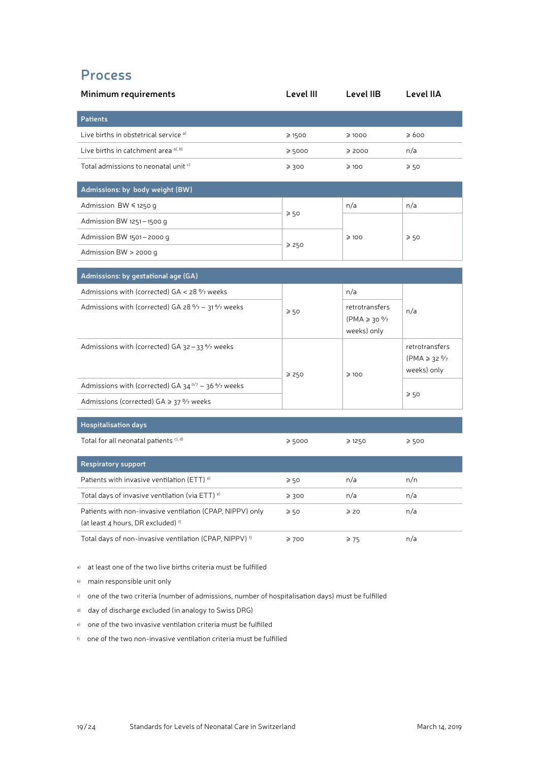## Process

| Minimum requirements | Level III | Level IIB | Level IIA |
|---|---|---|---|
| **Patients** | | | |
| Live births in obstetrical service [a] | ⩾ 1500 | ⩾ 1000 | ⩾ 600 |
| Live births in catchment area [a, b] | ⩾ 5000 | ⩾ 2000 | n/a |
| Total admissions to neonatal unit [c] | ⩾ 300 | ⩾ 100 | ⩾ 50 |
| **Admissions: by body weight (BW)** | | | |
| Admission BW ⩽ 1250 g | ⩾ 50 | n/a | n/a |
| Admission BW 1251 – 1500 g | | ⩾ 100 | ⩾ 50 |
| Admission BW 1501 – 2000 g | ⩾ 250 | | |
| Admission BW > 2000 g | | | |
| **Admissions: by gestational age (GA)** | | | |
| Admissions with (corrected) GA < 28 0/7 weeks | ⩾ 50 | n/a | n/a |
| Admissions with (corrected) GA 28 0/7 – 31 6/7 weeks | | retrotransfers (PMA ⩾ 30 0/7 weeks) only | |
| Admissions with (corrected) GA 32 – 33 6/7 weeks | ⩾ 250 | ⩾ 100 | retrotransfers (PMA ⩾ 32 0/7 weeks) only |
| Admissions with (corrected) GA 34 0/7 – 36 6/7 weeks | | | ⩾ 50 |
| Admissions (corrected) GA ⩾ 37 0/7 weeks | | | |
| **Hospitalisation days** | | | |
| Total for all neonatal patients [c, d] | ⩾ 5000 | ⩾ 1250 | ⩾ 500 |
| **Respiratory support** | | | |
| Patients with invasive ventilation (ETT) [e] | ⩾ 50 | n/a | n/n |
| Total days of invasive ventilation (via ETT) [e] | ⩾ 300 | n/a | n/a |
| Patients with non-invasive ventilation (CPAP, NIPPV) only (at least 4 hours, DR excluded) [f] | ⩾ 50 | ⩾ 20 | n/a |
| Total days of non-invasive ventilation (CPAP, NIPPV) [f] | ⩾ 700 | ⩾ 75 | n/a |

a) at least one of the two live births criteria must be fulfilled

b) main responsible unit only

c) one of the two criteria (number of admissions, number of hospitalisation days) must be fulfilled

d) day of discharge excluded (in analogy to Swiss DRG)

e) one of the two invasive ventilation criteria must be fulfilled

f) one of the two non-invasive ventilation criteria must be fulfilled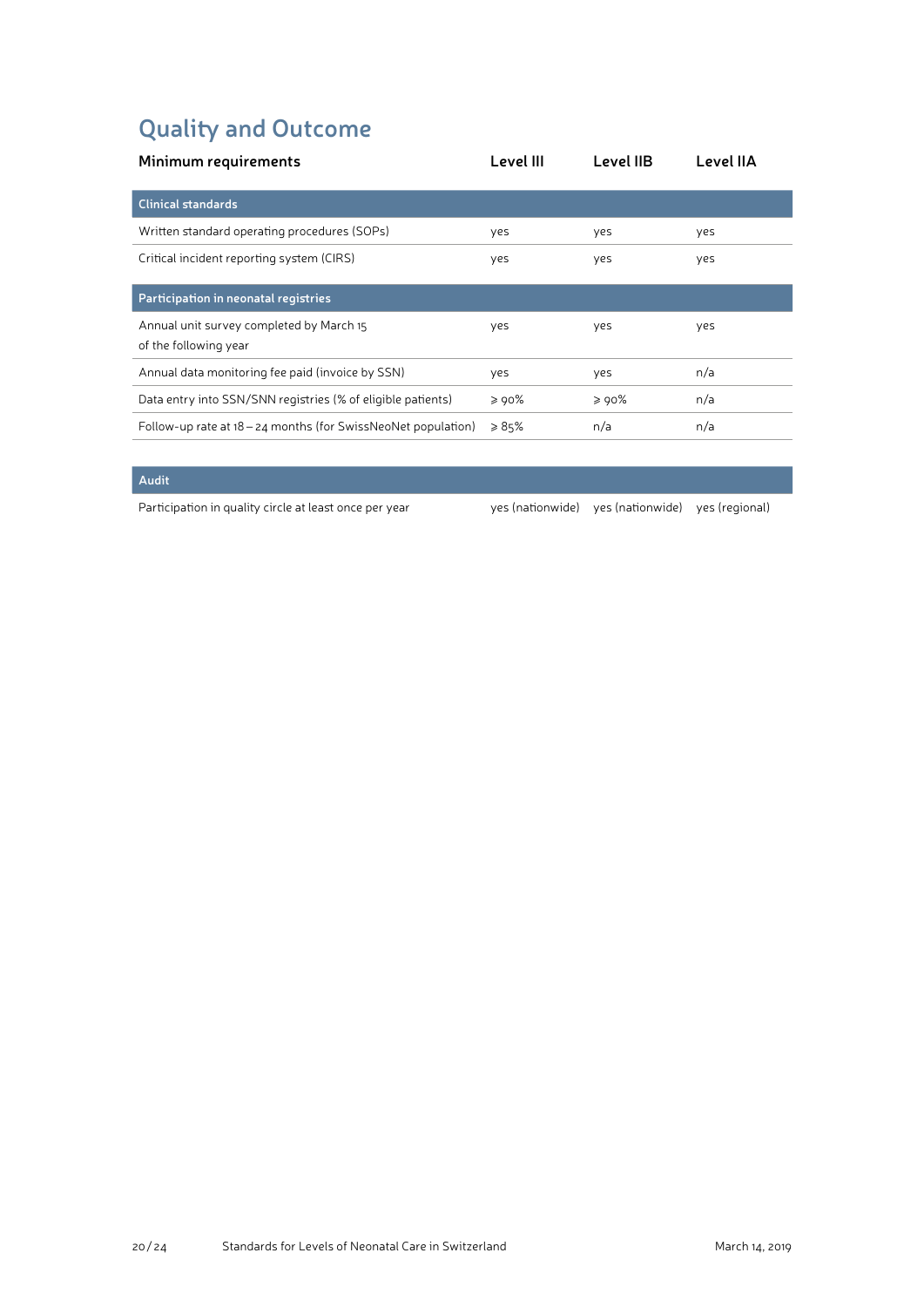## Quality and Outcome

| Minimum requirements | Level III | Level IIB | Level IIA |
|---|---|---|---|
| **Clinical standards** | | | |
| Written standard operating procedures (SOPs) | yes | yes | yes |
| Critical incident reporting system (CIRS) | yes | yes | yes |
| **Participation in neonatal registries** | | | |
| Annual unit survey completed by March 15 of the following year | yes | yes | yes |
| Annual data monitoring fee paid (invoice by SSN) | yes | yes | n/a |
| Data entry into SSN/SNN registries (% of eligible patients) | ⩾ 90% | ⩾ 90% | n/a |
| Follow-up rate at 18 – 24 months (for SwissNeoNet population) | ⩾ 85% | n/a | n/a |
| **Audit** | | | |
| Participation in quality circle at least once per year | yes (nationwide) | yes (nationwide) | yes (regional) |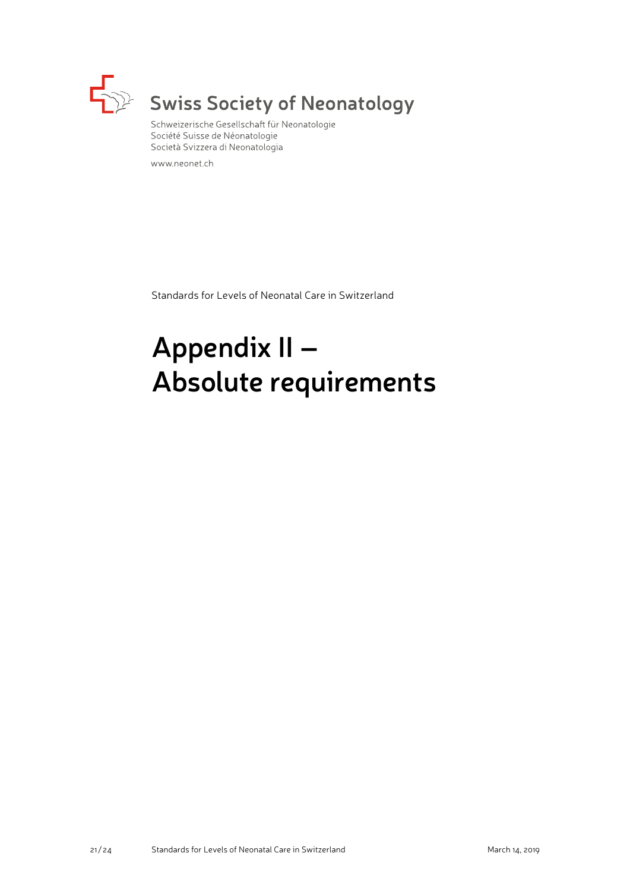Swiss Society of Neonatology

Schweizerische Gesellschaft für Neonatologie
Société Suisse de Néonatologie
Società Svizzera di Neonatologia

www.neonet.ch

Standards for Levels of Neonatal Care in Switzerland

# Appendix II – Absolute requirements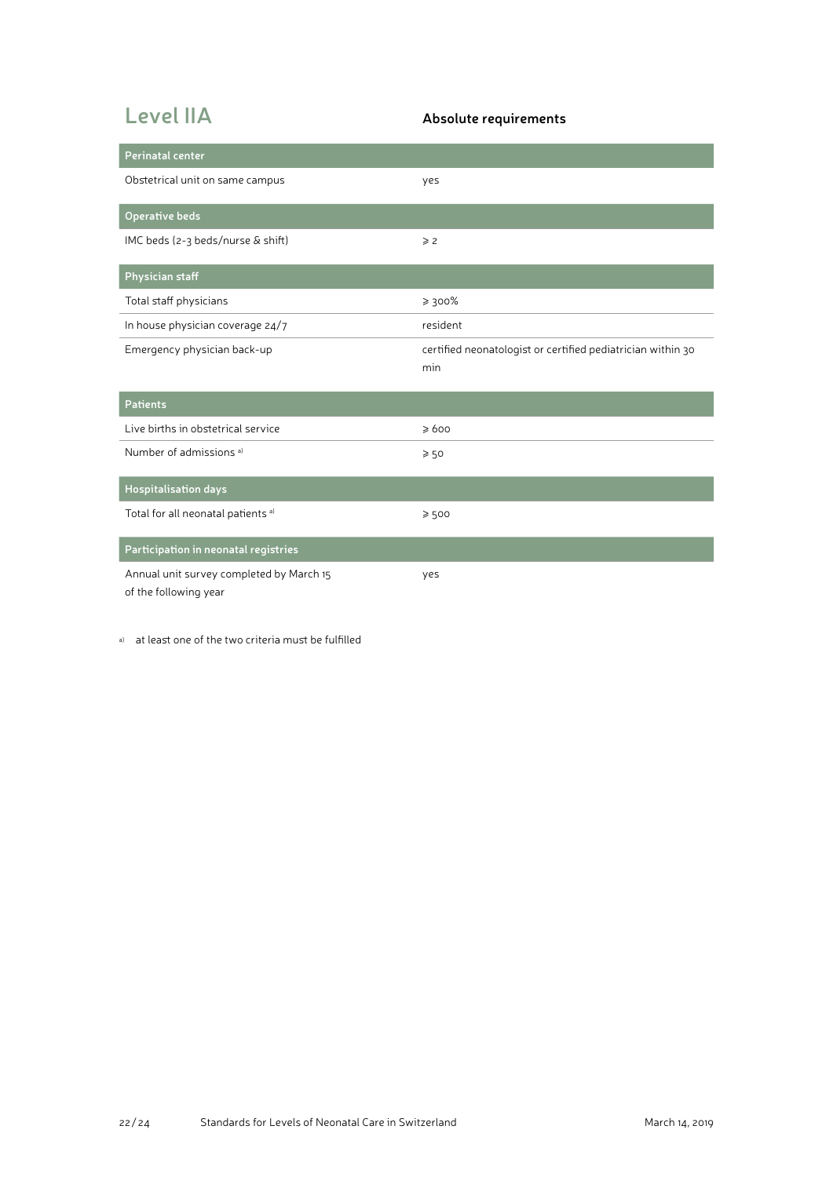## Level IIA

| | Absolute requirements |
|---|---|
| **Perinatal center** | |
| Obstetrical unit on same campus | yes |
| **Operative beds** | |
| IMC beds (2-3 beds/nurse & shift) | ⩾ 2 |
| **Physician staff** | |
| Total staff physicians | ⩾ 300% |
| In house physician coverage 24/7 | resident |
| Emergency physician back-up | certified neonatologist or certified pediatrician within 30 min |
| **Patients** | |
| Live births in obstetrical service | ⩾ 600 |
| Number of admissions [a] | ⩾ 50 |
| **Hospitalisation days** | |
| Total for all neonatal patients [a] | ⩾ 500 |
| **Participation in neonatal registries** | |
| Annual unit survey completed by March 15 of the following year | yes |

[a] at least one of the two criteria must be fulfilled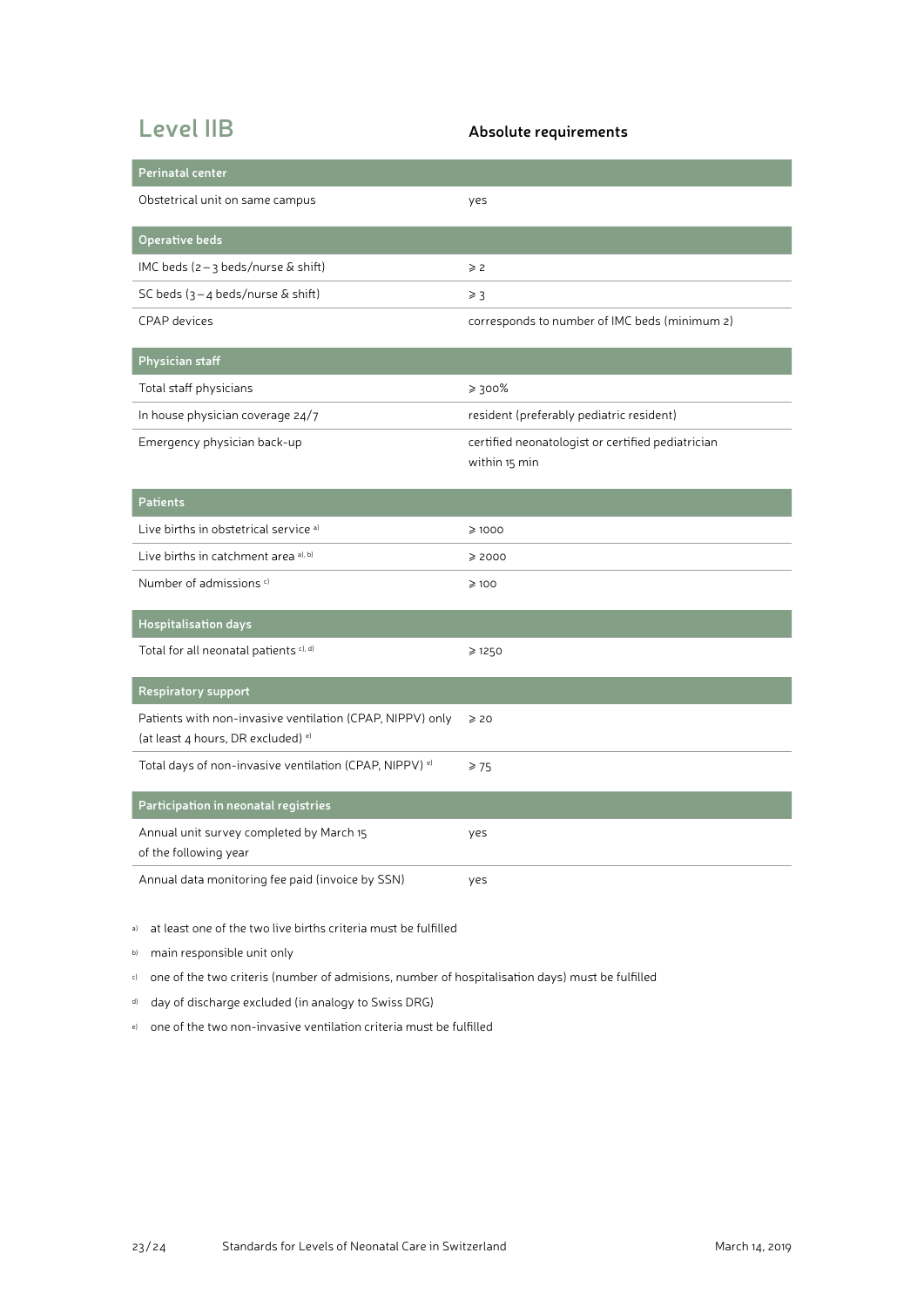## Level IIB

**Absolute requirements**

| Perinatal center | |
|---|---|
| Obstetrical unit on same campus | yes |
| **Operative beds** | |
| IMC beds (2 – 3 beds/nurse & shift) | ⩾ 2 |
| SC beds (3 – 4 beds/nurse & shift) | ⩾ 3 |
| CPAP devices | corresponds to number of IMC beds (minimum 2) |
| **Physician staff** | |
| Total staff physicians | ⩾ 300% |
| In house physician coverage 24/7 | resident (preferably pediatric resident) |
| Emergency physician back-up | certified neonatologist or certified pediatrician within 15 min |
| **Patients** | |
| Live births in obstetrical service [a] | ⩾ 1000 |
| Live births in catchment area [a, b] | ⩾ 2000 |
| Number of admissions [c] | ⩾ 100 |
| **Hospitalisation days** | |
| Total for all neonatal patients [c, d] | ⩾ 1250 |
| **Respiratory support** | |
| Patients with non-invasive ventilation (CPAP, NIPPV) only (at least 4 hours, DR excluded) [e] | ⩾ 20 |
| Total days of non-invasive ventilation (CPAP, NIPPV) [e] | ⩾ 75 |
| **Participation in neonatal registries** | |
| Annual unit survey completed by March 15 of the following year | yes |
| Annual data monitoring fee paid (invoice by SSN) | yes |

[a] at least one of the two live births criteria must be fulfilled

[b] main responsible unit only

[c] one of the two criteris (number of admisions, number of hospitalisation days) must be fulfilled

[d] day of discharge excluded (in analogy to Swiss DRG)

[e] one of the two non-invasive ventilation criteria must be fulfilled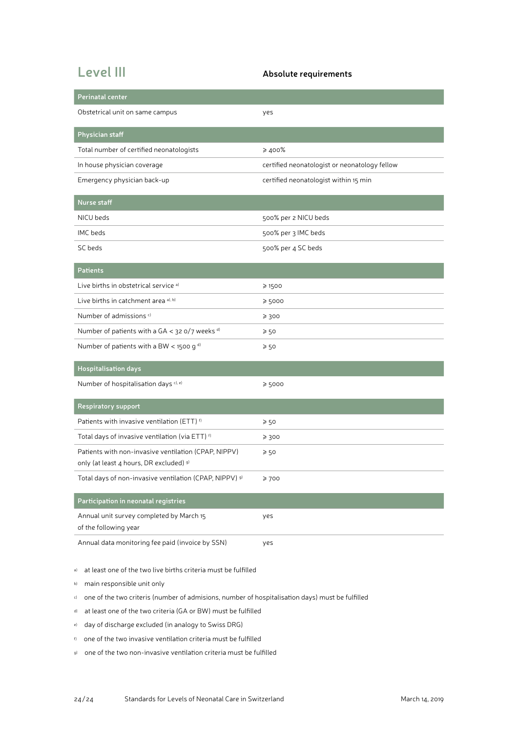## Level III

**Absolute requirements**

| | |
|---|---|
| **Perinatal center** | |
| Obstetrical unit on same campus | yes |
| **Physician staff** | |
| Total number of certified neonatologists | ⩾ 400% |
| In house physician coverage | certified neonatologist or neonatology fellow |
| Emergency physician back-up | certified neonatologist within 15 min |
| **Nurse staff** | |
| NICU beds | 500% per 2 NICU beds |
| IMC beds | 500% per 3 IMC beds |
| SC beds | 500% per 4 SC beds |
| **Patients** | |
| Live births in obstetrical service [a] | ⩾ 1500 |
| Live births in catchment area [a, b] | ⩾ 5000 |
| Number of admissions [c] | ⩾ 300 |
| Number of patients with a GA < 32 0/7 weeks [d] | ⩾ 50 |
| Number of patients with a BW < 1500 g [d] | ⩾ 50 |
| **Hospitalisation days** | |
| Number of hospitalisation days [c, e] | ⩾ 5000 |
| **Respiratory support** | |
| Patients with invasive ventilation (ETT) [f] | ⩾ 50 |
| Total days of invasive ventilation (via ETT) [f] | ⩾ 300 |
| Patients with non-invasive ventilation (CPAP, NIPPV) only (at least 4 hours, DR excluded) [g] | ⩾ 50 |
| Total days of non-invasive ventilation (CPAP, NIPPV) [g] | ⩾ 700 |
| **Participation in neonatal registries** | |
| Annual unit survey completed by March 15 of the following year | yes |
| Annual data monitoring fee paid (invoice by SSN) | yes |

a) at least one of the two live births criteria must be fulfilled

b) main responsible unit only

c) one of the two criteris (number of admisions, number of hospitalisation days) must be fulfilled

d) at least one of the two criteria (GA or BW) must be fulfilled

e) day of discharge excluded (in analogy to Swiss DRG)

f) one of the two invasive ventilation criteria must be fulfilled

g) one of the two non-invasive ventilation criteria must be fulfilled